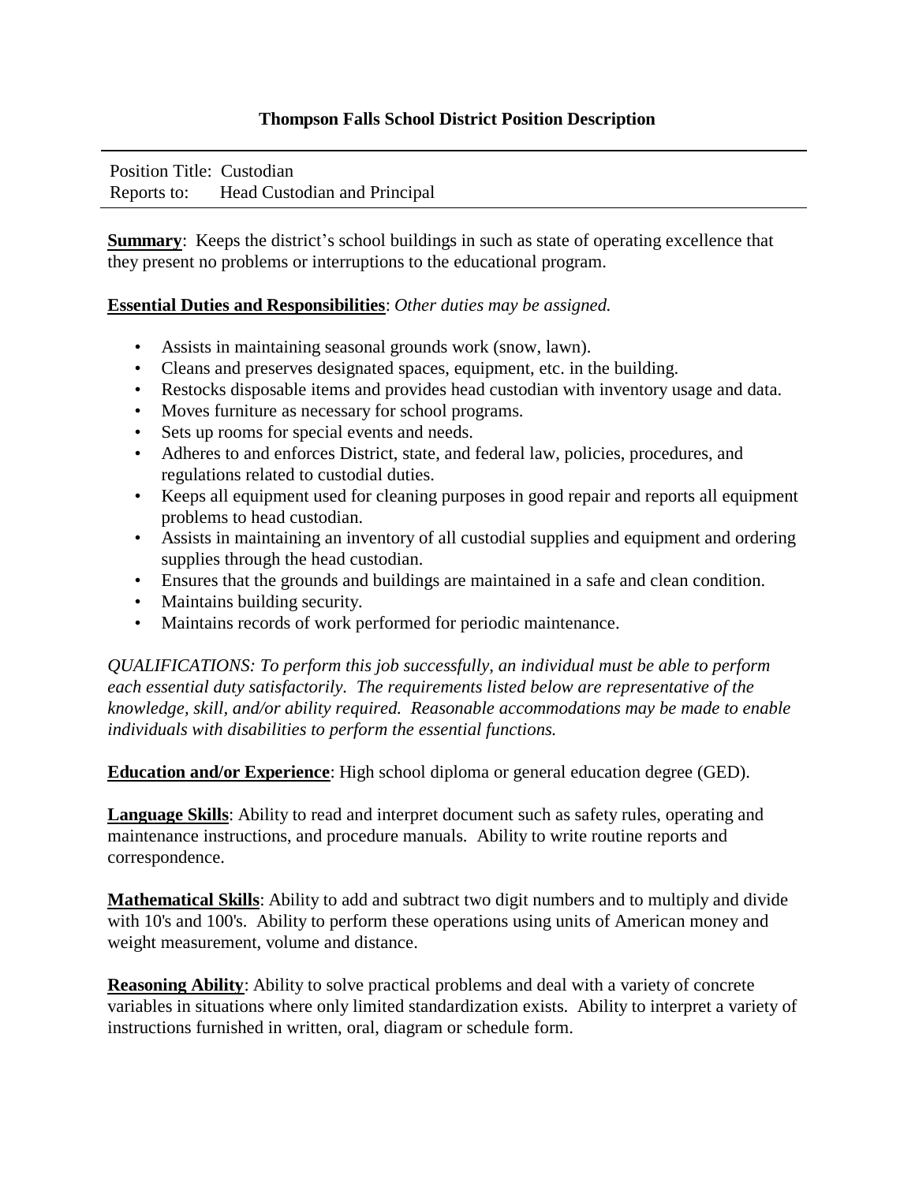# Thompson Falls School District Position Description

Position Title: Custodian
Reports to: Head Custodian and Principal

**Summary**: Keeps the district's school buildings in such as state of operating excellence that they present no problems or interruptions to the educational program.

**Essential Duties and Responsibilities**: *Other duties may be assigned.*

- Assists in maintaining seasonal grounds work (snow, lawn).
- Cleans and preserves designated spaces, equipment, etc. in the building.
- Restocks disposable items and provides head custodian with inventory usage and data.
- Moves furniture as necessary for school programs.
- Sets up rooms for special events and needs.
- Adheres to and enforces District, state, and federal law, policies, procedures, and regulations related to custodial duties.
- Keeps all equipment used for cleaning purposes in good repair and reports all equipment problems to head custodian.
- Assists in maintaining an inventory of all custodial supplies and equipment and ordering supplies through the head custodian.
- Ensures that the grounds and buildings are maintained in a safe and clean condition.
- Maintains building security.
- Maintains records of work performed for periodic maintenance.

*QUALIFICATIONS: To perform this job successfully, an individual must be able to perform each essential duty satisfactorily. The requirements listed below are representative of the knowledge, skill, and/or ability required. Reasonable accommodations may be made to enable individuals with disabilities to perform the essential functions.*

**Education and/or Experience**: High school diploma or general education degree (GED).

**Language Skills**: Ability to read and interpret document such as safety rules, operating and maintenance instructions, and procedure manuals. Ability to write routine reports and correspondence.

**Mathematical Skills**: Ability to add and subtract two digit numbers and to multiply and divide with 10's and 100's. Ability to perform these operations using units of American money and weight measurement, volume and distance.

**Reasoning Ability**: Ability to solve practical problems and deal with a variety of concrete variables in situations where only limited standardization exists. Ability to interpret a variety of instructions furnished in written, oral, diagram or schedule form.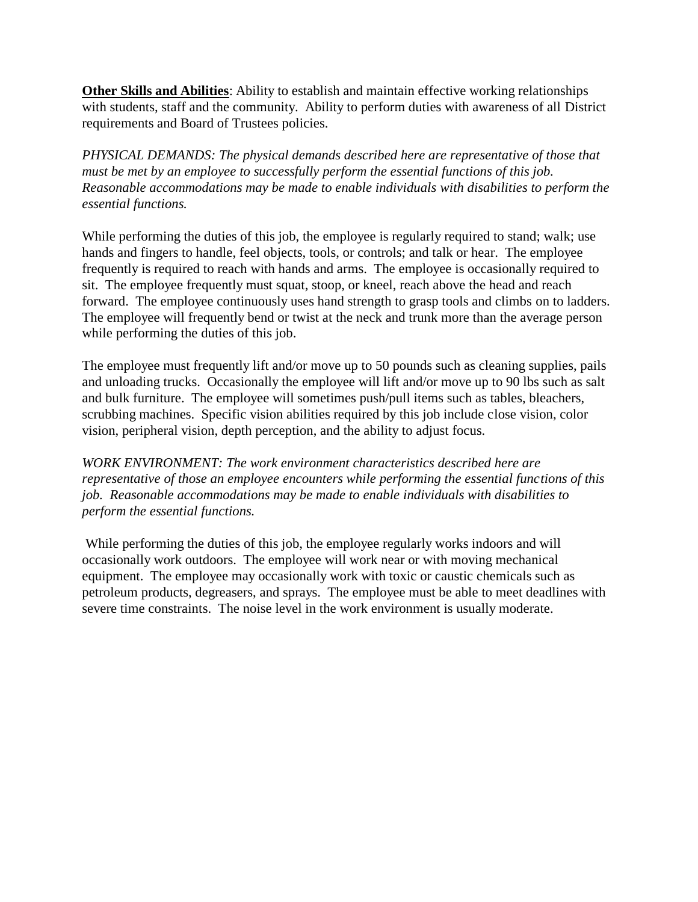**Other Skills and Abilities**: Ability to establish and maintain effective working relationships with students, staff and the community. Ability to perform duties with awareness of all District requirements and Board of Trustees policies.

*PHYSICAL DEMANDS: The physical demands described here are representative of those that must be met by an employee to successfully perform the essential functions of this job. Reasonable accommodations may be made to enable individuals with disabilities to perform the essential functions.*

While performing the duties of this job, the employee is regularly required to stand; walk; use hands and fingers to handle, feel objects, tools, or controls; and talk or hear. The employee frequently is required to reach with hands and arms. The employee is occasionally required to sit. The employee frequently must squat, stoop, or kneel, reach above the head and reach forward. The employee continuously uses hand strength to grasp tools and climbs on to ladders. The employee will frequently bend or twist at the neck and trunk more than the average person while performing the duties of this job.

The employee must frequently lift and/or move up to 50 pounds such as cleaning supplies, pails and unloading trucks. Occasionally the employee will lift and/or move up to 90 lbs such as salt and bulk furniture. The employee will sometimes push/pull items such as tables, bleachers, scrubbing machines. Specific vision abilities required by this job include close vision, color vision, peripheral vision, depth perception, and the ability to adjust focus.

*WORK ENVIRONMENT: The work environment characteristics described here are representative of those an employee encounters while performing the essential functions of this job. Reasonable accommodations may be made to enable individuals with disabilities to perform the essential functions.*

While performing the duties of this job, the employee regularly works indoors and will occasionally work outdoors. The employee will work near or with moving mechanical equipment. The employee may occasionally work with toxic or caustic chemicals such as petroleum products, degreasers, and sprays. The employee must be able to meet deadlines with severe time constraints. The noise level in the work environment is usually moderate.